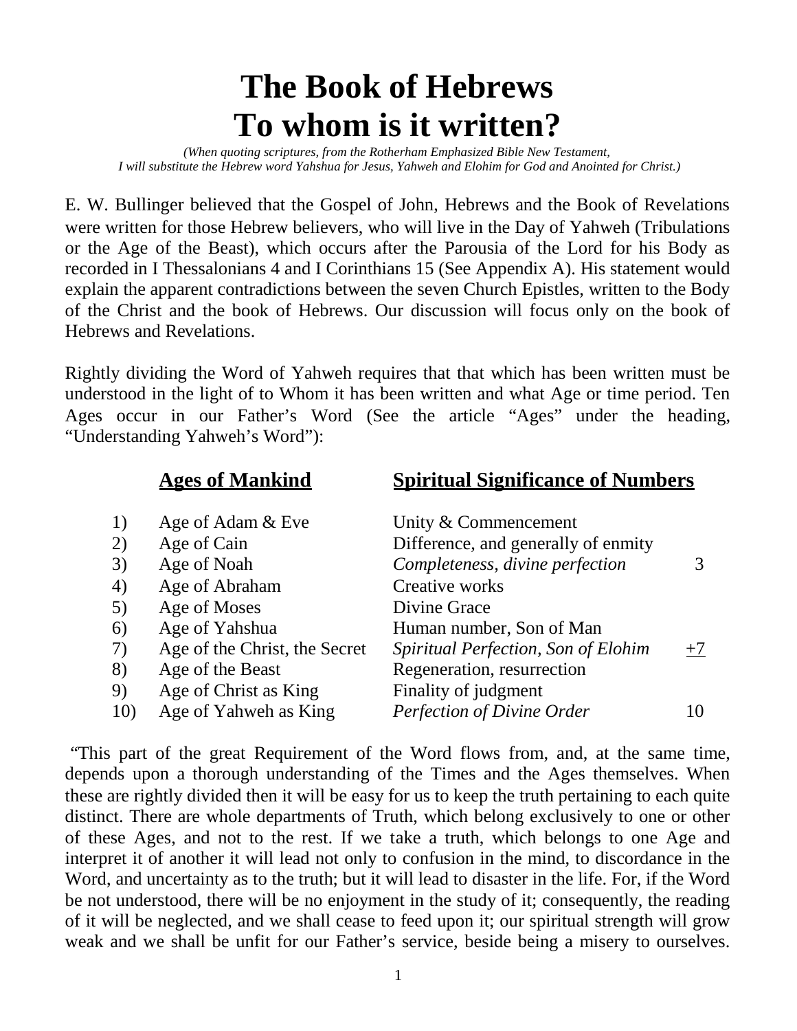# The Book of Hebrews
# To whom is it written?

*(When quoting scriptures, from the Rotherham Emphasized Bible New Testament, I will substitute the Hebrew word Yahshua for Jesus, Yahweh and Elohim for God and Anointed for Christ.)*

E. W. Bullinger believed that the Gospel of John, Hebrews and the Book of Revelations were written for those Hebrew believers, who will live in the Day of Yahweh (Tribulations or the Age of the Beast), which occurs after the Parousia of the Lord for his Body as recorded in I Thessalonians 4 and I Corinthians 15 (See Appendix A). His statement would explain the apparent contradictions between the seven Church Epistles, written to the Body of the Christ and the book of Hebrews. Our discussion will focus only on the book of Hebrews and Revelations.

Rightly dividing the Word of Yahweh requires that that which has been written must be understood in the light of to Whom it has been written and what Age or time period. Ten Ages occur in our Father's Word (See the article "Ages" under the heading, "Understanding Yahweh's Word"):

| | **Ages of Mankind** | **Spiritual Significance of Numbers** | |
|---|---|---|---|
| 1) | Age of Adam & Eve | Unity & Commencement | |
| 2) | Age of Cain | Difference, and generally of enmity | |
| 3) | Age of Noah | *Completeness, divine perfection* | 3 |
| 4) | Age of Abraham | Creative works | |
| 5) | Age of Moses | Divine Grace | |
| 6) | Age of Yahshua | Human number, Son of Man | |
| 7) | Age of the Christ, the Secret | *Spiritual Perfection, Son of Elohim* | +7 |
| 8) | Age of the Beast | Regeneration, resurrection | |
| 9) | Age of Christ as King | Finality of judgment | |
| 10) | Age of Yahweh as King | *Perfection of Divine Order* | 10 |

"This part of the great Requirement of the Word flows from, and, at the same time, depends upon a thorough understanding of the Times and the Ages themselves. When these are rightly divided then it will be easy for us to keep the truth pertaining to each quite distinct. There are whole departments of Truth, which belong exclusively to one or other of these Ages, and not to the rest. If we take a truth, which belongs to one Age and interpret it of another it will lead not only to confusion in the mind, to discordance in the Word, and uncertainty as to the truth; but it will lead to disaster in the life. For, if the Word be not understood, there will be no enjoyment in the study of it; consequently, the reading of it will be neglected, and we shall cease to feed upon it; our spiritual strength will grow weak and we shall be unfit for our Father's service, beside being a misery to ourselves.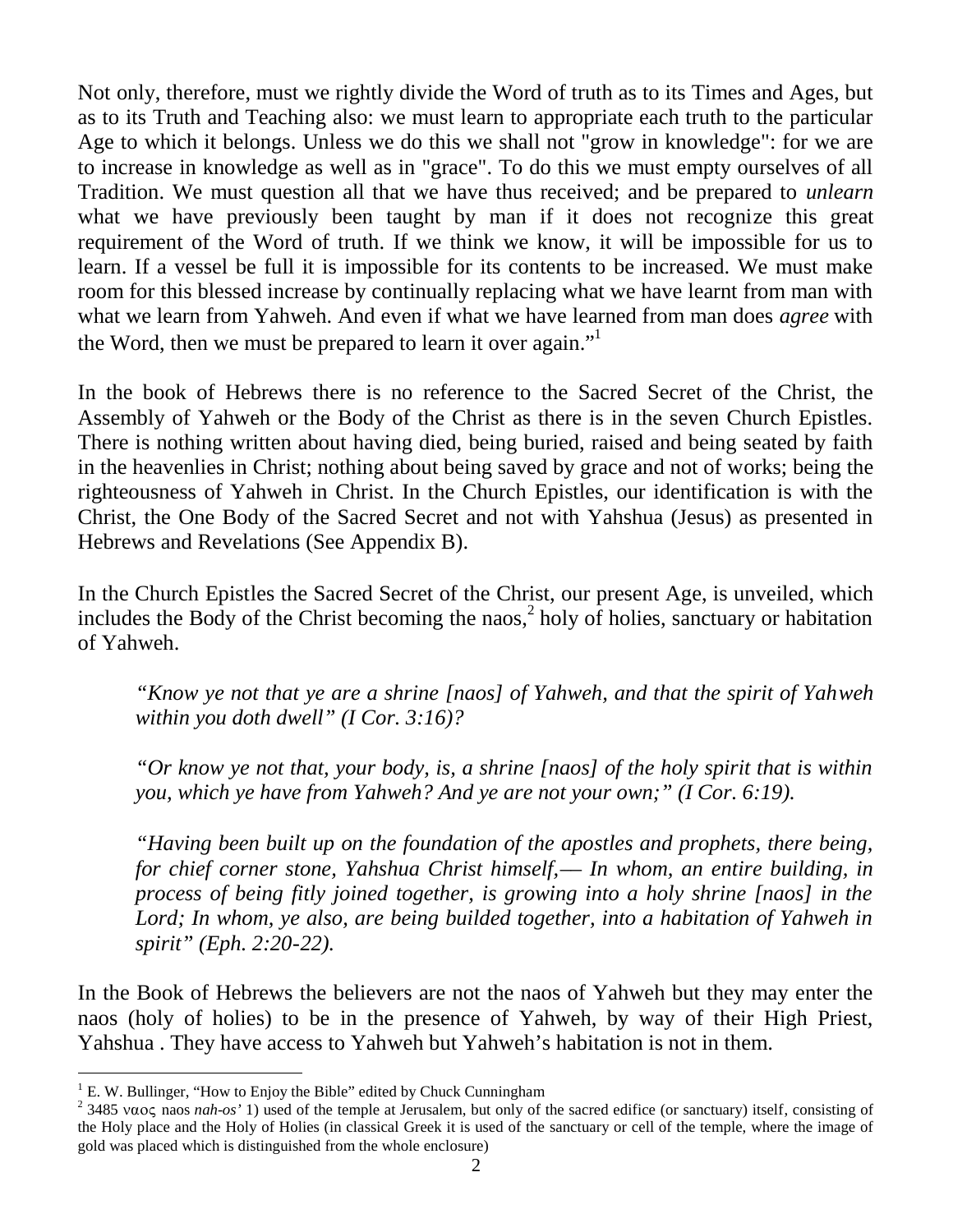Not only, therefore, must we rightly divide the Word of truth as to its Times and Ages, but as to its Truth and Teaching also: we must learn to appropriate each truth to the particular Age to which it belongs. Unless we do this we shall not "grow in knowledge": for we are to increase in knowledge as well as in "grace". To do this we must empty ourselves of all Tradition. We must question all that we have thus received; and be prepared to *unlearn* what we have previously been taught by man if it does not recognize this great requirement of the Word of truth. If we think we know, it will be impossible for us to learn. If a vessel be full it is impossible for its contents to be increased. We must make room for this blessed increase by continually replacing what we have learnt from man with what we learn from Yahweh. And even if what we have learned from man does *agree* with the Word, then we must be prepared to learn it over again."[1]

In the book of Hebrews there is no reference to the Sacred Secret of the Christ, the Assembly of Yahweh or the Body of the Christ as there is in the seven Church Epistles. There is nothing written about having died, being buried, raised and being seated by faith in the heavenlies in Christ; nothing about being saved by grace and not of works; being the righteousness of Yahweh in Christ. In the Church Epistles, our identification is with the Christ, the One Body of the Sacred Secret and not with Yahshua (Jesus) as presented in Hebrews and Revelations (See Appendix B).

In the Church Epistles the Sacred Secret of the Christ, our present Age, is unveiled, which includes the Body of the Christ becoming the naos,[2] holy of holies, sanctuary or habitation of Yahweh.

> *"Know ye not that ye are a shrine [naos] of Yahweh, and that the spirit of Yahweh within you doth dwell" (I Cor. 3:16)?*
>
> *"Or know ye not that, your body, is, a shrine [naos] of the holy spirit that is within you, which ye have from Yahweh? And ye are not your own;" (I Cor. 6:19).*
>
> *"Having been built up on the foundation of the apostles and prophets, there being, for chief corner stone, Yahshua Christ himself,— In whom, an entire building, in process of being fitly joined together, is growing into a holy shrine [naos] in the Lord; In whom, ye also, are being builded together, into a habitation of Yahweh in spirit" (Eph. 2:20-22).*

In the Book of Hebrews the believers are not the naos of Yahweh but they may enter the naos (holy of holies) to be in the presence of Yahweh, by way of their High Priest, Yahshua . They have access to Yahweh but Yahweh's habitation is not in them.

---

[1] E. W. Bullinger, "How to Enjoy the Bible" edited by Chuck Cunningham

[2] 3485 ναος naos *nah-os'* 1) used of the temple at Jerusalem, but only of the sacred edifice (or sanctuary) itself, consisting of the Holy place and the Holy of Holies (in classical Greek it is used of the sanctuary or cell of the temple, where the image of gold was placed which is distinguished from the whole enclosure)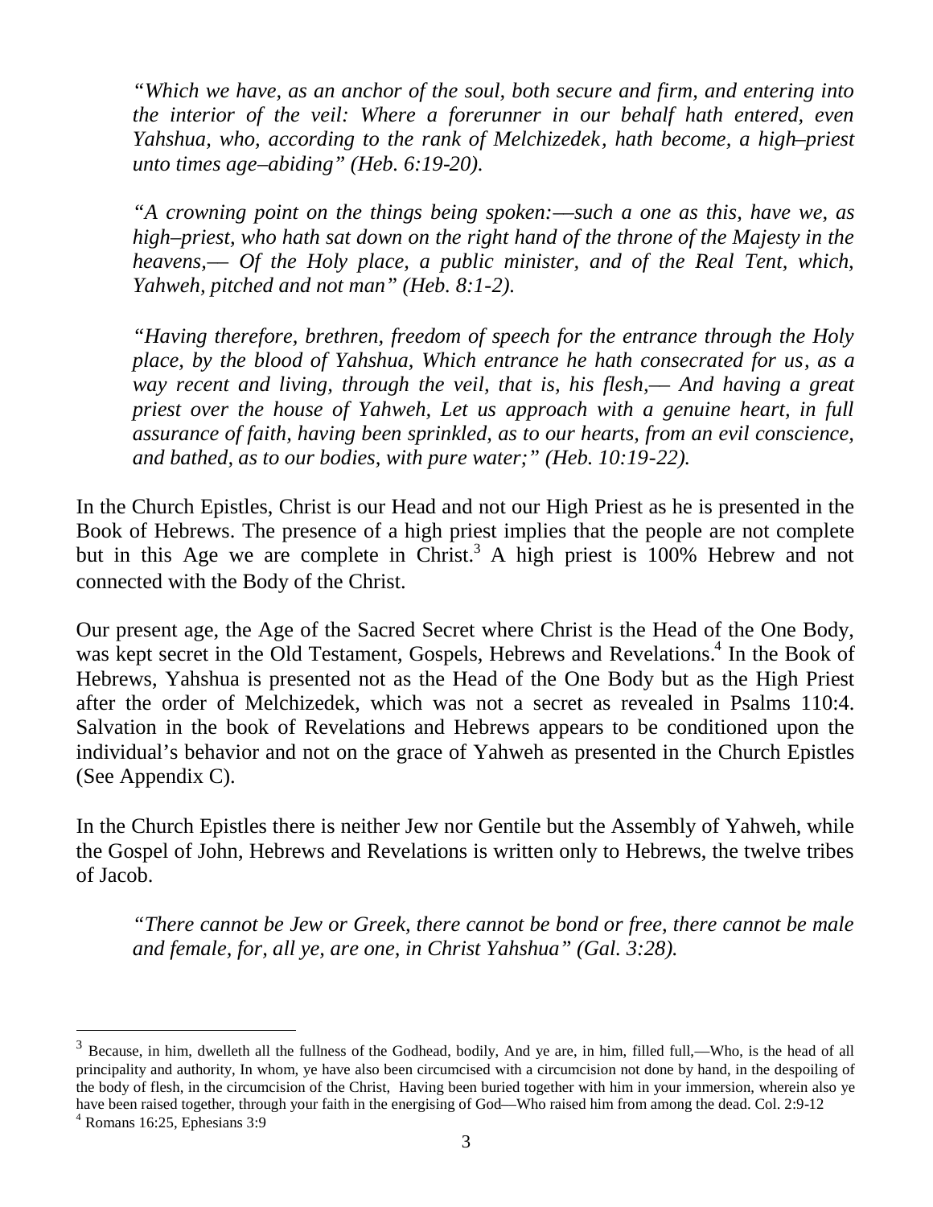*"Which we have, as an anchor of the soul, both secure and firm, and entering into the interior of the veil: Where a forerunner in our behalf hath entered, even Yahshua, who, according to the rank of Melchizedek, hath become, a high–priest unto times age–abiding" (Heb. 6:19-20).*

*"A crowning point on the things being spoken:—such a one as this, have we, as high–priest, who hath sat down on the right hand of the throne of the Majesty in the heavens,— Of the Holy place, a public minister, and of the Real Tent, which, Yahweh, pitched and not man" (Heb. 8:1-2).*

*"Having therefore, brethren, freedom of speech for the entrance through the Holy place, by the blood of Yahshua, Which entrance he hath consecrated for us, as a way recent and living, through the veil, that is, his flesh,— And having a great priest over the house of Yahweh, Let us approach with a genuine heart, in full assurance of faith, having been sprinkled, as to our hearts, from an evil conscience, and bathed, as to our bodies, with pure water;" (Heb. 10:19-22).*

In the Church Epistles, Christ is our Head and not our High Priest as he is presented in the Book of Hebrews. The presence of a high priest implies that the people are not complete but in this Age we are complete in Christ.[3] A high priest is 100% Hebrew and not connected with the Body of the Christ.

Our present age, the Age of the Sacred Secret where Christ is the Head of the One Body, was kept secret in the Old Testament, Gospels, Hebrews and Revelations.[4] In the Book of Hebrews, Yahshua is presented not as the Head of the One Body but as the High Priest after the order of Melchizedek, which was not a secret as revealed in Psalms 110:4. Salvation in the book of Revelations and Hebrews appears to be conditioned upon the individual's behavior and not on the grace of Yahweh as presented in the Church Epistles (See Appendix C).

In the Church Epistles there is neither Jew nor Gentile but the Assembly of Yahweh, while the Gospel of John, Hebrews and Revelations is written only to Hebrews, the twelve tribes of Jacob.

*"There cannot be Jew or Greek, there cannot be bond or free, there cannot be male and female, for, all ye, are one, in Christ Yahshua" (Gal. 3:28).*

---

[3] Because, in him, dwelleth all the fullness of the Godhead, bodily, And ye are, in him, filled full,—Who, is the head of all principality and authority, In whom, ye have also been circumcised with a circumcision not done by hand, in the despoiling of the body of flesh, in the circumcision of the Christ, Having been buried together with him in your immersion, wherein also ye have been raised together, through your faith in the energising of God—Who raised him from among the dead. Col. 2:9-12

[4] Romans 16:25, Ephesians 3:9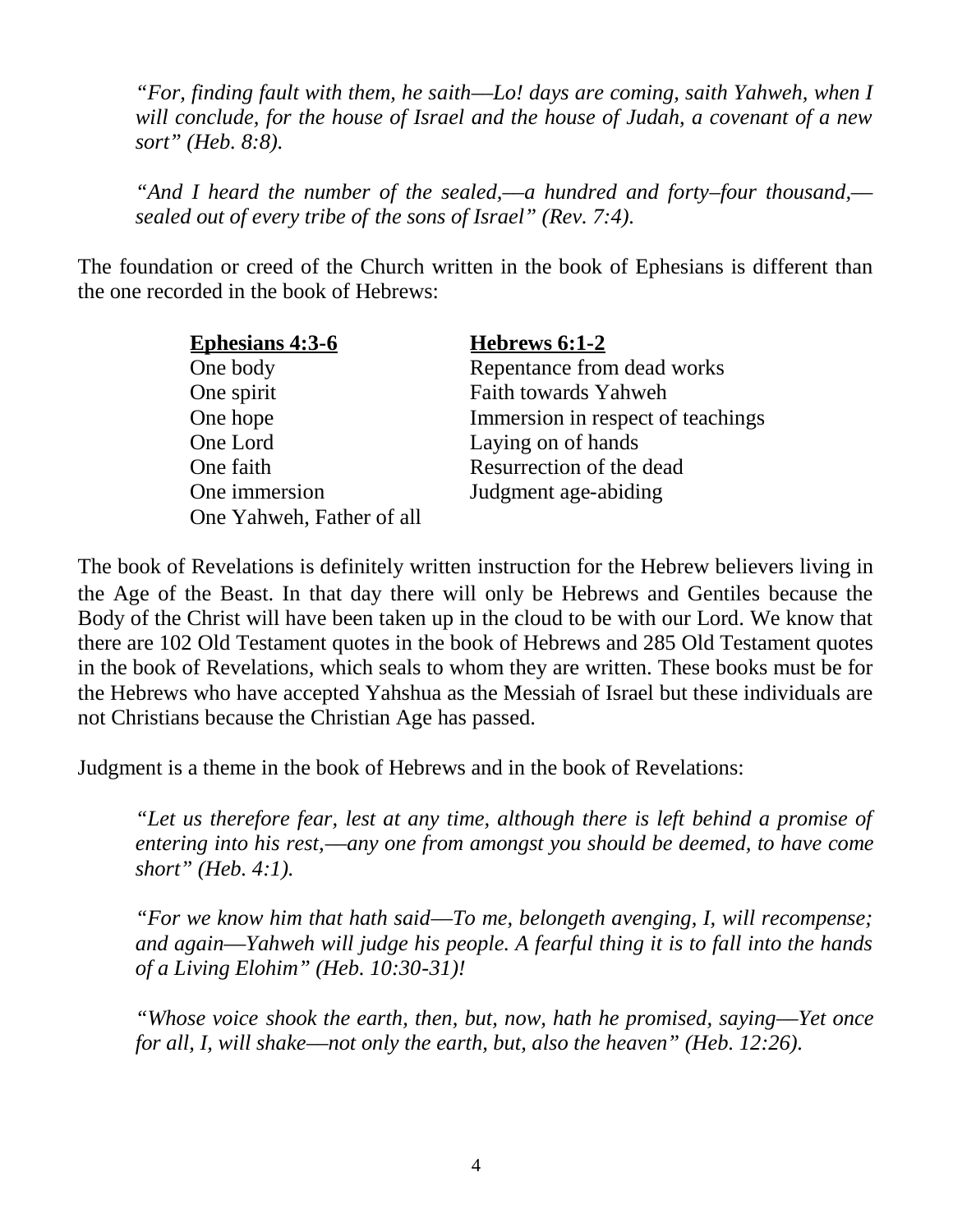*"For, finding fault with them, he saith—Lo! days are coming, saith Yahweh, when I will conclude, for the house of Israel and the house of Judah, a covenant of a new sort" (Heb. 8:8).*

*"And I heard the number of the sealed,—a hundred and forty–four thousand,—sealed out of every tribe of the sons of Israel" (Rev. 7:4).*

The foundation or creed of the Church written in the book of Ephesians is different than the one recorded in the book of Hebrews:

| Ephesians 4:3-6 | Hebrews 6:1-2 |
|---|---|
| One body | Repentance from dead works |
| One spirit | Faith towards Yahweh |
| One hope | Immersion in respect of teachings |
| One Lord | Laying on of hands |
| One faith | Resurrection of the dead |
| One immersion | Judgment age-abiding |
| One Yahweh, Father of all | |

The book of Revelations is definitely written instruction for the Hebrew believers living in the Age of the Beast. In that day there will only be Hebrews and Gentiles because the Body of the Christ will have been taken up in the cloud to be with our Lord. We know that there are 102 Old Testament quotes in the book of Hebrews and 285 Old Testament quotes in the book of Revelations, which seals to whom they are written. These books must be for the Hebrews who have accepted Yahshua as the Messiah of Israel but these individuals are not Christians because the Christian Age has passed.

Judgment is a theme in the book of Hebrews and in the book of Revelations:

*"Let us therefore fear, lest at any time, although there is left behind a promise of entering into his rest,—any one from amongst you should be deemed, to have come short" (Heb. 4:1).*

*"For we know him that hath said—To me, belongeth avenging, I, will recompense; and again—Yahweh will judge his people. A fearful thing it is to fall into the hands of a Living Elohim" (Heb. 10:30-31)!*

*"Whose voice shook the earth, then, but, now, hath he promised, saying—Yet once for all, I, will shake—not only the earth, but, also the heaven" (Heb. 12:26).*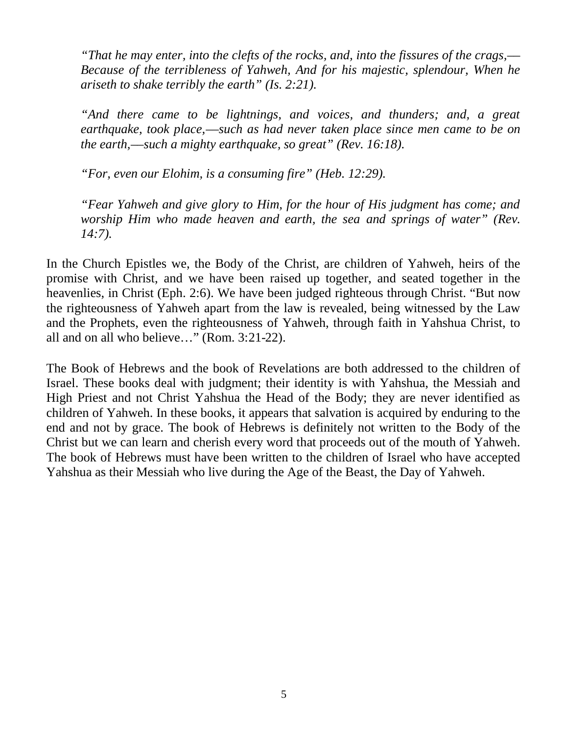> *"That he may enter, into the clefts of the rocks, and, into the fissures of the crags,— Because of the terribleness of Yahweh, And for his majestic, splendour, When he ariseth to shake terribly the earth" (Is. 2:21).*
>
> *"And there came to be lightnings, and voices, and thunders; and, a great earthquake, took place,—such as had never taken place since men came to be on the earth,—such a mighty earthquake, so great" (Rev. 16:18).*
>
> *"For, even our Elohim, is a consuming fire" (Heb. 12:29).*
>
> *"Fear Yahweh and give glory to Him, for the hour of His judgment has come; and worship Him who made heaven and earth, the sea and springs of water" (Rev. 14:7).*

In the Church Epistles we, the Body of the Christ, are children of Yahweh, heirs of the promise with Christ, and we have been raised up together, and seated together in the heavenlies, in Christ (Eph. 2:6). We have been judged righteous through Christ. "But now the righteousness of Yahweh apart from the law is revealed, being witnessed by the Law and the Prophets, even the righteousness of Yahweh, through faith in Yahshua Christ, to all and on all who believe…" (Rom. 3:21-22).

The Book of Hebrews and the book of Revelations are both addressed to the children of Israel. These books deal with judgment; their identity is with Yahshua, the Messiah and High Priest and not Christ Yahshua the Head of the Body; they are never identified as children of Yahweh. In these books, it appears that salvation is acquired by enduring to the end and not by grace. The book of Hebrews is definitely not written to the Body of the Christ but we can learn and cherish every word that proceeds out of the mouth of Yahweh. The book of Hebrews must have been written to the children of Israel who have accepted Yahshua as their Messiah who live during the Age of the Beast, the Day of Yahweh.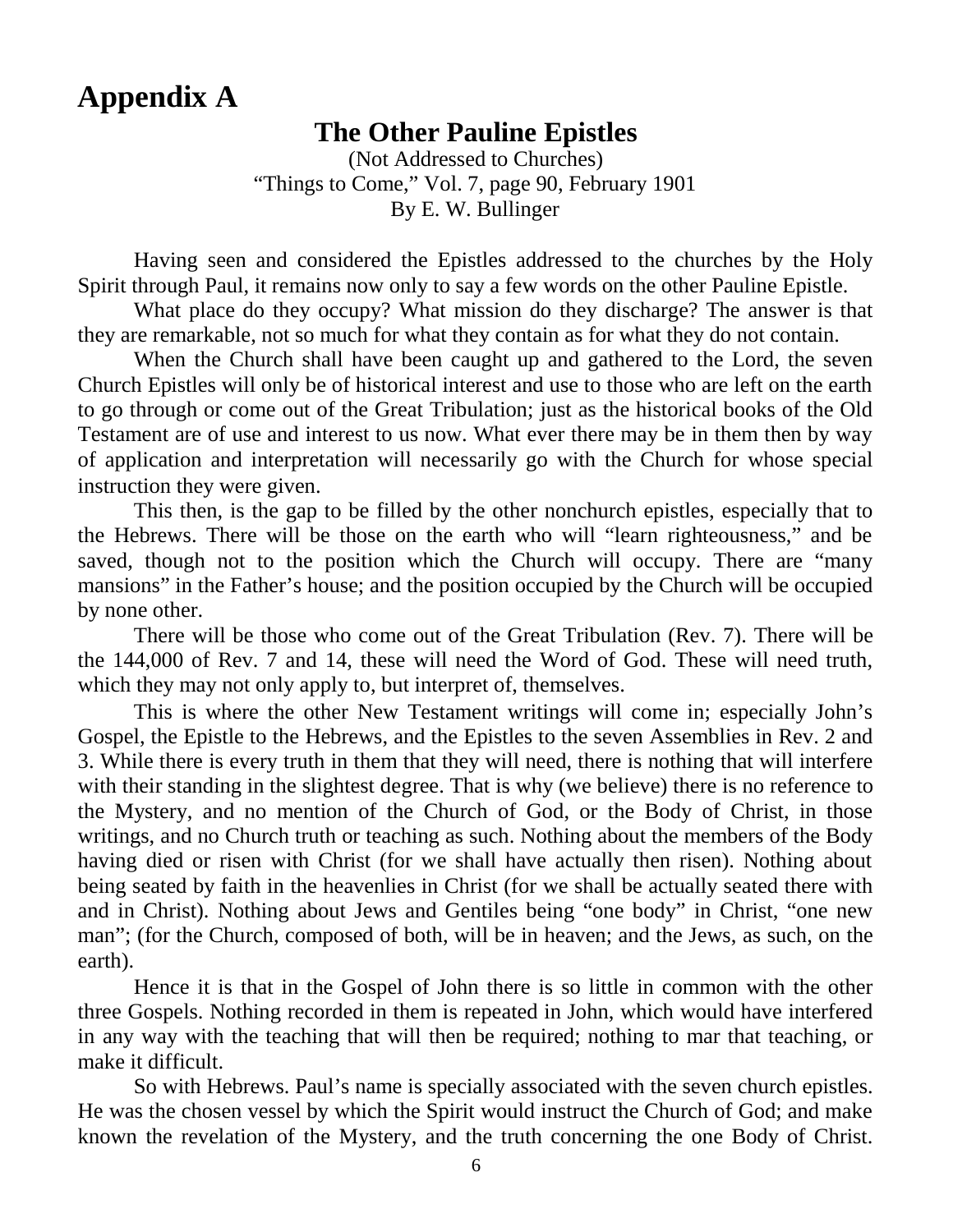# Appendix A

## The Other Pauline Epistles

(Not Addressed to Churches)
"Things to Come," Vol. 7, page 90, February 1901
By E. W. Bullinger

Having seen and considered the Epistles addressed to the churches by the Holy Spirit through Paul, it remains now only to say a few words on the other Pauline Epistle.

What place do they occupy? What mission do they discharge? The answer is that they are remarkable, not so much for what they contain as for what they do not contain.

When the Church shall have been caught up and gathered to the Lord, the seven Church Epistles will only be of historical interest and use to those who are left on the earth to go through or come out of the Great Tribulation; just as the historical books of the Old Testament are of use and interest to us now. What ever there may be in them then by way of application and interpretation will necessarily go with the Church for whose special instruction they were given.

This then, is the gap to be filled by the other nonchurch epistles, especially that to the Hebrews. There will be those on the earth who will "learn righteousness," and be saved, though not to the position which the Church will occupy. There are "many mansions" in the Father's house; and the position occupied by the Church will be occupied by none other.

There will be those who come out of the Great Tribulation (Rev. 7). There will be the 144,000 of Rev. 7 and 14, these will need the Word of God. These will need truth, which they may not only apply to, but interpret of, themselves.

This is where the other New Testament writings will come in; especially John's Gospel, the Epistle to the Hebrews, and the Epistles to the seven Assemblies in Rev. 2 and 3. While there is every truth in them that they will need, there is nothing that will interfere with their standing in the slightest degree. That is why (we believe) there is no reference to the Mystery, and no mention of the Church of God, or the Body of Christ, in those writings, and no Church truth or teaching as such. Nothing about the members of the Body having died or risen with Christ (for we shall have actually then risen). Nothing about being seated by faith in the heavenlies in Christ (for we shall be actually seated there with and in Christ). Nothing about Jews and Gentiles being "one body" in Christ, "one new man"; (for the Church, composed of both, will be in heaven; and the Jews, as such, on the earth).

Hence it is that in the Gospel of John there is so little in common with the other three Gospels. Nothing recorded in them is repeated in John, which would have interfered in any way with the teaching that will then be required; nothing to mar that teaching, or make it difficult.

So with Hebrews. Paul's name is specially associated with the seven church epistles. He was the chosen vessel by which the Spirit would instruct the Church of God; and make known the revelation of the Mystery, and the truth concerning the one Body of Christ.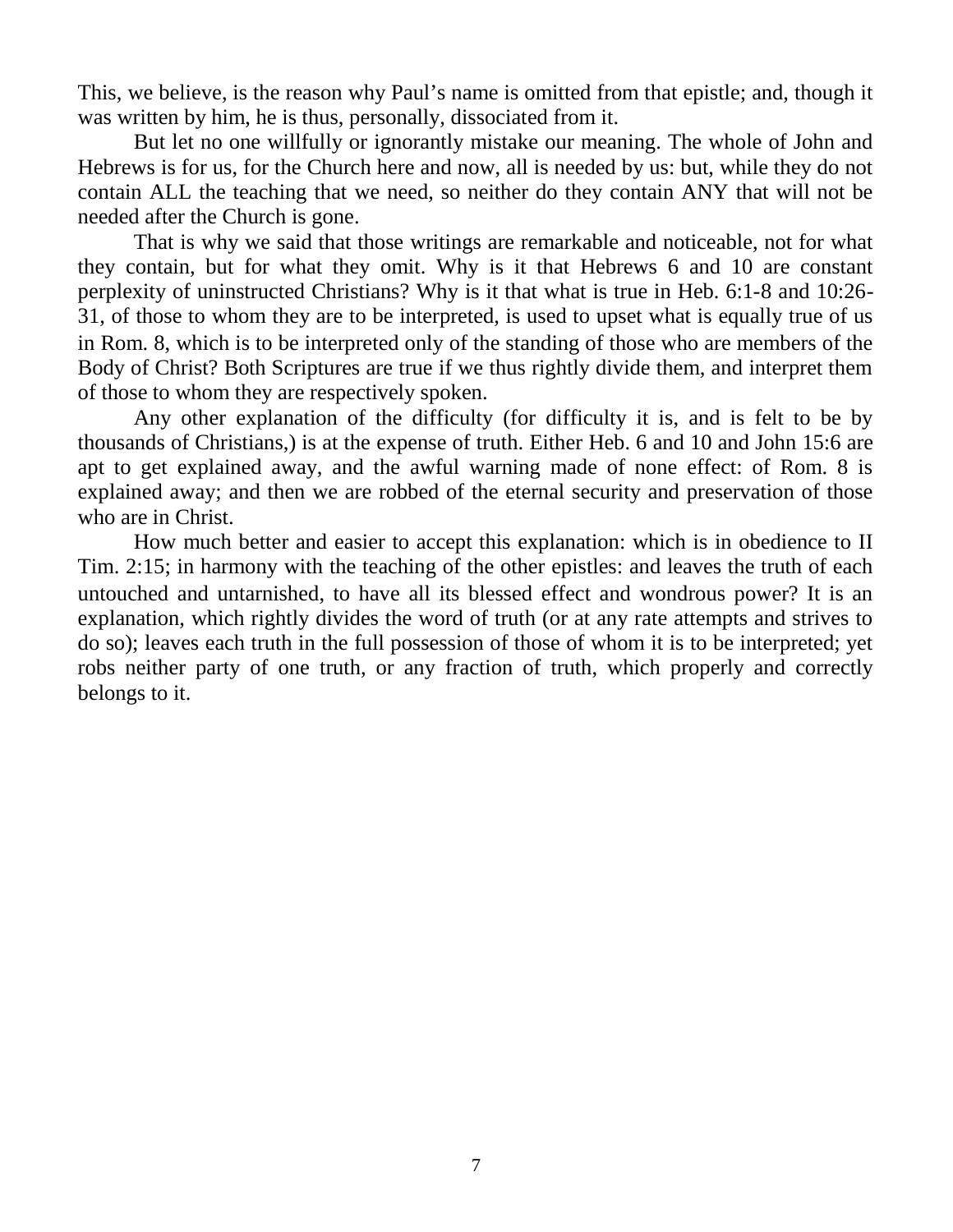This, we believe, is the reason why Paul's name is omitted from that epistle; and, though it was written by him, he is thus, personally, dissociated from it.

But let no one willfully or ignorantly mistake our meaning. The whole of John and Hebrews is for us, for the Church here and now, all is needed by us: but, while they do not contain ALL the teaching that we need, so neither do they contain ANY that will not be needed after the Church is gone.

That is why we said that those writings are remarkable and noticeable, not for what they contain, but for what they omit. Why is it that Hebrews 6 and 10 are constant perplexity of uninstructed Christians? Why is it that what is true in Heb. 6:1-8 and 10:26-31, of those to whom they are to be interpreted, is used to upset what is equally true of us in Rom. 8, which is to be interpreted only of the standing of those who are members of the Body of Christ? Both Scriptures are true if we thus rightly divide them, and interpret them of those to whom they are respectively spoken.

Any other explanation of the difficulty (for difficulty it is, and is felt to be by thousands of Christians,) is at the expense of truth. Either Heb. 6 and 10 and John 15:6 are apt to get explained away, and the awful warning made of none effect: of Rom. 8 is explained away; and then we are robbed of the eternal security and preservation of those who are in Christ.

How much better and easier to accept this explanation: which is in obedience to II Tim. 2:15; in harmony with the teaching of the other epistles: and leaves the truth of each untouched and untarnished, to have all its blessed effect and wondrous power? It is an explanation, which rightly divides the word of truth (or at any rate attempts and strives to do so); leaves each truth in the full possession of those of whom it is to be interpreted; yet robs neither party of one truth, or any fraction of truth, which properly and correctly belongs to it.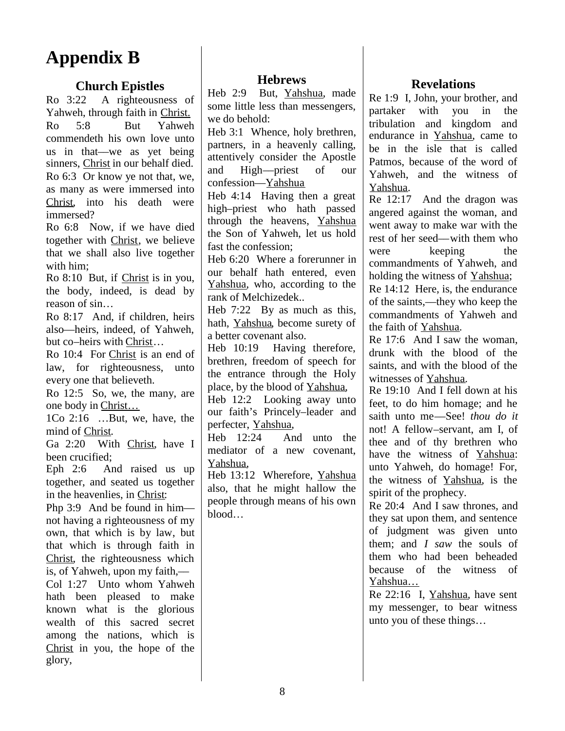# Appendix B

## Church Epistles

Ro 3:22 A righteousness of Yahweh, through faith in Christ.

Ro 5:8 But Yahweh commendeth his own love unto us in that—we as yet being sinners, Christ in our behalf died.

Ro 6:3 Or know ye not that, we, as many as were immersed into Christ, into his death were immersed?

Ro 6:8 Now, if we have died together with Christ, we believe that we shall also live together with him;

Ro 8:10 But, if Christ is in you, the body, indeed, is dead by reason of sin…

Ro 8:17 And, if children, heirs also—heirs, indeed, of Yahweh, but co–heirs with Christ…

Ro 10:4 For Christ is an end of law, for righteousness, unto every one that believeth.

Ro 12:5 So, we, the many, are one body in Christ…

1Co 2:16 …But, we, have, the mind of Christ.

Ga 2:20 With Christ, have I been crucified;

Eph 2:6 And raised us up together, and seated us together in the heavenlies, in Christ:

Php 3:9 And be found in him—not having a righteousness of my own, that which is by law, but that which is through faith in Christ, the righteousness which is, of Yahweh, upon my faith,—

Col 1:27 Unto whom Yahweh hath been pleased to make known what is the glorious wealth of this sacred secret among the nations, which is Christ in you, the hope of the glory,

## Hebrews

Heb 2:9 But, Yahshua, made some little less than messengers, we do behold:

Heb 3:1 Whence, holy brethren, partners, in a heavenly calling, attentively consider the Apostle and High—priest of our confession—Yahshua

Heb 4:14 Having then a great high–priest who hath passed through the heavens, Yahshua the Son of Yahweh, let us hold fast the confession;

Heb 6:20 Where a forerunner in our behalf hath entered, even Yahshua, who, according to the rank of Melchizedek..

Heb 7:22 By as much as this, hath, Yahshua, become surety of a better covenant also.

Heb 10:19 Having therefore, brethren, freedom of speech for the entrance through the Holy place, by the blood of Yahshua,

Heb 12:2 Looking away unto our faith's Princely–leader and perfecter, Yahshua,

Heb 12:24 And unto the mediator of a new covenant, Yahshua,

Heb 13:12 Wherefore, Yahshua also, that he might hallow the people through means of his own blood…

## Revelations

Re 1:9 I, John, your brother, and partaker with you in the tribulation and kingdom and endurance in Yahshua, came to be in the isle that is called Patmos, because of the word of Yahweh, and the witness of Yahshua.

Re 12:17 And the dragon was angered against the woman, and went away to make war with the rest of her seed—with them who were keeping the commandments of Yahweh, and holding the witness of Yahshua;

Re 14:12 Here, is, the endurance of the saints,—they who keep the commandments of Yahweh and the faith of Yahshua.

Re 17:6 And I saw the woman, drunk with the blood of the saints, and with the blood of the witnesses of Yahshua.

Re 19:10 And I fell down at his feet, to do him homage; and he saith unto me—See! *thou do it* not! A fellow–servant, am I, of thee and of thy brethren who have the witness of Yahshua: unto Yahweh, do homage! For, the witness of Yahshua, is the spirit of the prophecy.

Re 20:4 And I saw thrones, and they sat upon them, and sentence of judgment was given unto them; and *I saw* the souls of them who had been beheaded because of the witness of Yahshua…

Re 22:16 I, Yahshua, have sent my messenger, to bear witness unto you of these things…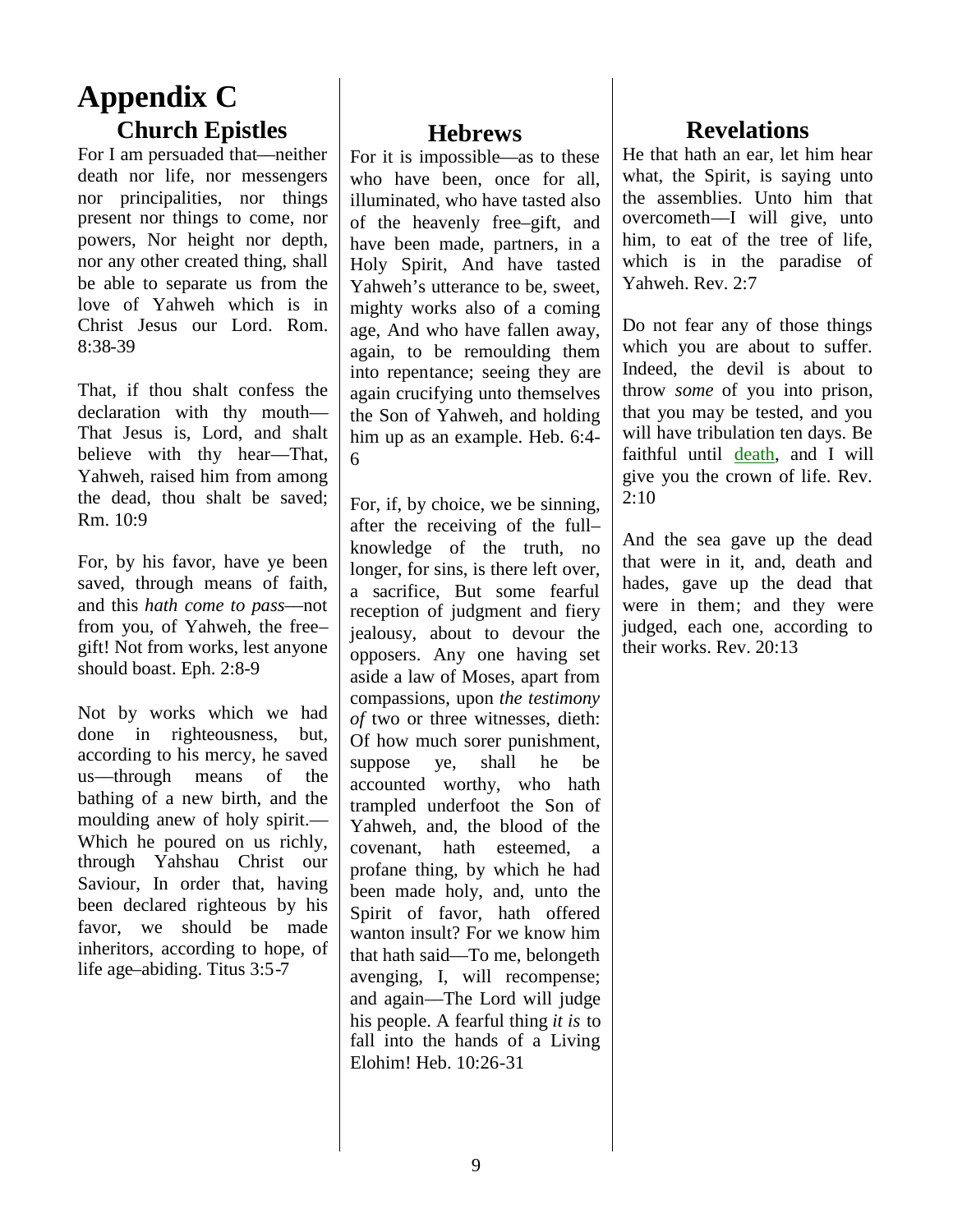# Appendix C

## Church Epistles

For I am persuaded that—neither death nor life, nor messengers nor principalities, nor things present nor things to come, nor powers, Nor height nor depth, nor any other created thing, shall be able to separate us from the love of Yahweh which is in Christ Jesus our Lord. Rom. 8:38-39

That, if thou shalt confess the declaration with thy mouth—That Jesus is, Lord, and shalt believe with thy hear—That, Yahweh, raised him from among the dead, thou shalt be saved; Rm. 10:9

For, by his favor, have ye been saved, through means of faith, and this *hath come to pass*—not from you, of Yahweh, the free–gift! Not from works, lest anyone should boast. Eph. 2:8-9

Not by works which we had done in righteousness, but, according to his mercy, he saved us—through means of the bathing of a new birth, and the moulding anew of holy spirit.—Which he poured on us richly, through Yahshau Christ our Saviour, In order that, having been declared righteous by his favor, we should be made inheritors, according to hope, of life age–abiding. Titus 3:5-7

## Hebrews

For it is impossible—as to these who have been, once for all, illuminated, who have tasted also of the heavenly free–gift, and have been made, partners, in a Holy Spirit, And have tasted Yahweh's utterance to be, sweet, mighty works also of a coming age, And who have fallen away, again, to be remoulding them into repentance; seeing they are again crucifying unto themselves the Son of Yahweh, and holding him up as an example. Heb. 6:4-6

For, if, by choice, we be sinning, after the receiving of the full–knowledge of the truth, no longer, for sins, is there left over, a sacrifice, But some fearful reception of judgment and fiery jealousy, about to devour the opposers. Any one having set aside a law of Moses, apart from compassions, upon *the testimony of* two or three witnesses, dieth: Of how much sorer punishment, suppose ye, shall he be accounted worthy, who hath trampled underfoot the Son of Yahweh, and, the blood of the covenant, hath esteemed, a profane thing, by which he had been made holy, and, unto the Spirit of favor, hath offered wanton insult? For we know him that hath said—To me, belongeth avenging, I, will recompense; and again—The Lord will judge his people. A fearful thing *it is* to fall into the hands of a Living Elohim! Heb. 10:26-31

## Revelations

He that hath an ear, let him hear what, the Spirit, is saying unto the assemblies. Unto him that overcometh—I will give, unto him, to eat of the tree of life, which is in the paradise of Yahweh. Rev. 2:7

Do not fear any of those things which you are about to suffer. Indeed, the devil is about to throw *some* of you into prison, that you may be tested, and you will have tribulation ten days. Be faithful until death, and I will give you the crown of life. Rev. 2:10

And the sea gave up the dead that were in it, and, death and hades, gave up the dead that were in them; and they were judged, each one, according to their works. Rev. 20:13